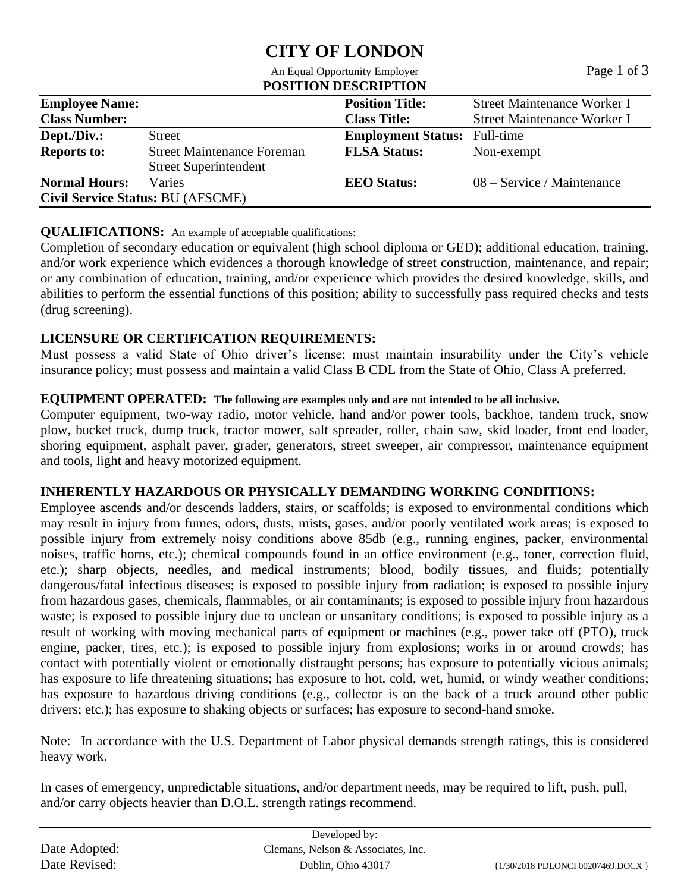# CITY OF LONDON

An Equal Opportunity Employer

**POSITION DESCRIPTION**

| **Employee Name:** | | **Position Title:** | Street Maintenance Worker I |
|---|---|---|---|
| **Class Number:** | | **Class Title:** | Street Maintenance Worker I |
| **Dept./Div.:** | Street | **Employment Status:** | Full-time |
| **Reports to:** | Street Maintenance Foreman<br>Street Superintendent | **FLSA Status:** | Non-exempt |
| **Normal Hours:** | Varies | **EEO Status:** | 08 – Service / Maintenance |
| **Civil Service Status:** BU (AFSCME) | | | |

**QUALIFICATIONS:** An example of acceptable qualifications:

Completion of secondary education or equivalent (high school diploma or GED); additional education, training, and/or work experience which evidences a thorough knowledge of street construction, maintenance, and repair; or any combination of education, training, and/or experience which provides the desired knowledge, skills, and abilities to perform the essential functions of this position; ability to successfully pass required checks and tests (drug screening).

**LICENSURE OR CERTIFICATION REQUIREMENTS:**

Must possess a valid State of Ohio driver's license; must maintain insurability under the City's vehicle insurance policy; must possess and maintain a valid Class B CDL from the State of Ohio, Class A preferred.

**EQUIPMENT OPERATED:** **The following are examples only and are not intended to be all inclusive.**

Computer equipment, two-way radio, motor vehicle, hand and/or power tools, backhoe, tandem truck, snow plow, bucket truck, dump truck, tractor mower, salt spreader, roller, chain saw, skid loader, front end loader, shoring equipment, asphalt paver, grader, generators, street sweeper, air compressor, maintenance equipment and tools, light and heavy motorized equipment.

**INHERENTLY HAZARDOUS OR PHYSICALLY DEMANDING WORKING CONDITIONS:**

Employee ascends and/or descends ladders, stairs, or scaffolds; is exposed to environmental conditions which may result in injury from fumes, odors, dusts, mists, gases, and/or poorly ventilated work areas; is exposed to possible injury from extremely noisy conditions above 85db (e.g., running engines, packer, environmental noises, traffic horns, etc.); chemical compounds found in an office environment (e.g., toner, correction fluid, etc.); sharp objects, needles, and medical instruments; blood, bodily tissues, and fluids; potentially dangerous/fatal infectious diseases; is exposed to possible injury from radiation; is exposed to possible injury from hazardous gases, chemicals, flammables, or air contaminants; is exposed to possible injury from hazardous waste; is exposed to possible injury due to unclean or unsanitary conditions; is exposed to possible injury as a result of working with moving mechanical parts of equipment or machines (e.g., power take off (PTO), truck engine, packer, tires, etc.); is exposed to possible injury from explosions; works in or around crowds; has contact with potentially violent or emotionally distraught persons; has exposure to potentially vicious animals; has exposure to life threatening situations; has exposure to hot, cold, wet, humid, or windy weather conditions; has exposure to hazardous driving conditions (e.g., collector is on the back of a truck around other public drivers; etc.); has exposure to shaking objects or surfaces; has exposure to second-hand smoke.

Note: In accordance with the U.S. Department of Labor physical demands strength ratings, this is considered heavy work.

In cases of emergency, unpredictable situations, and/or department needs, may be required to lift, push, pull, and/or carry objects heavier than D.O.L. strength ratings recommend.

Date Adopted:
Date Revised:

Developed by:
Clemans, Nelson & Associates, Inc.
Dublin, Ohio 43017

{1/30/2018 PDLONCI 00207469.DOCX }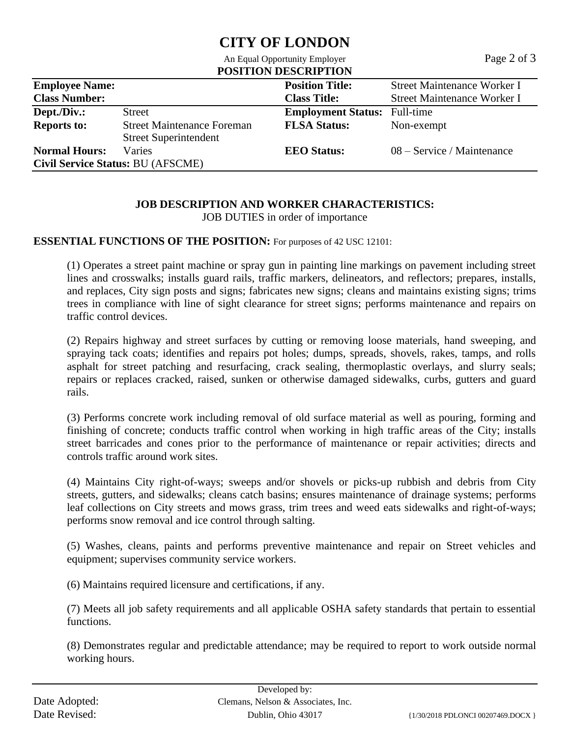# CITY OF LONDON

An Equal Opportunity Employer

**POSITION DESCRIPTION**

| **Employee Name:** | | **Position Title:** | Street Maintenance Worker I |
|---|---|---|---|
| **Class Number:** | | **Class Title:** | Street Maintenance Worker I |
| **Dept./Div.:** | Street | **Employment Status:** | Full-time |
| **Reports to:** | Street Maintenance Foreman<br>Street Superintendent | **FLSA Status:** | Non-exempt |
| **Normal Hours:** | Varies | **EEO Status:** | 08 – Service / Maintenance |
| **Civil Service Status:** BU (AFSCME) | | | |

**JOB DESCRIPTION AND WORKER CHARACTERISTICS:**

JOB DUTIES in order of importance

**ESSENTIAL FUNCTIONS OF THE POSITION:** For purposes of 42 USC 12101:

(1) Operates a street paint machine or spray gun in painting line markings on pavement including street lines and crosswalks; installs guard rails, traffic markers, delineators, and reflectors; prepares, installs, and replaces, City sign posts and signs; fabricates new signs; cleans and maintains existing signs; trims trees in compliance with line of sight clearance for street signs; performs maintenance and repairs on traffic control devices.

(2) Repairs highway and street surfaces by cutting or removing loose materials, hand sweeping, and spraying tack coats; identifies and repairs pot holes; dumps, spreads, shovels, rakes, tamps, and rolls asphalt for street patching and resurfacing, crack sealing, thermoplastic overlays, and slurry seals; repairs or replaces cracked, raised, sunken or otherwise damaged sidewalks, curbs, gutters and guard rails.

(3) Performs concrete work including removal of old surface material as well as pouring, forming and finishing of concrete; conducts traffic control when working in high traffic areas of the City; installs street barricades and cones prior to the performance of maintenance or repair activities; directs and controls traffic around work sites.

(4) Maintains City right-of-ways; sweeps and/or shovels or picks-up rubbish and debris from City streets, gutters, and sidewalks; cleans catch basins; ensures maintenance of drainage systems; performs leaf collections on City streets and mows grass, trim trees and weed eats sidewalks and right-of-ways; performs snow removal and ice control through salting.

(5) Washes, cleans, paints and performs preventive maintenance and repair on Street vehicles and equipment; supervises community service workers.

(6) Maintains required licensure and certifications, if any.

(7) Meets all job safety requirements and all applicable OSHA safety standards that pertain to essential functions.

(8) Demonstrates regular and predictable attendance; may be required to report to work outside normal working hours.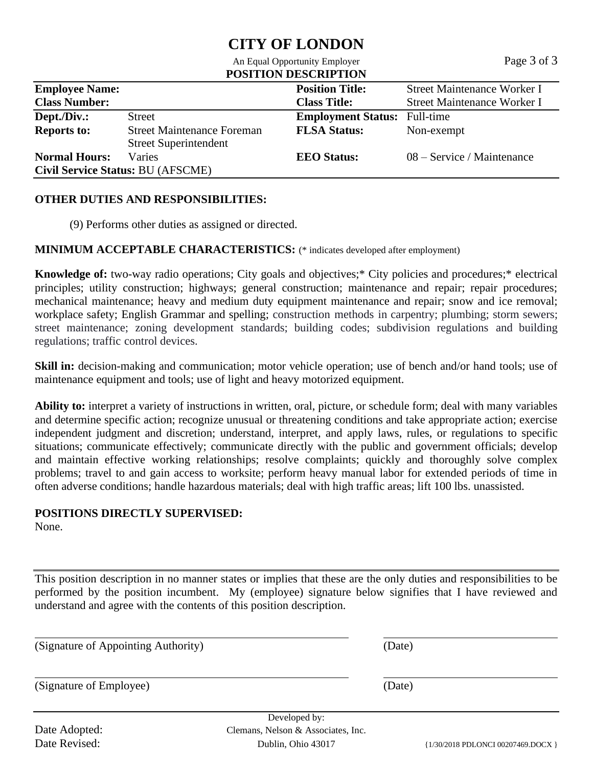# CITY OF LONDON

An Equal Opportunity Employer

**POSITION DESCRIPTION**

| | | | |
|---|---|---|---|
| **Employee Name:** | | **Position Title:** | Street Maintenance Worker I |
| **Class Number:** | | **Class Title:** | Street Maintenance Worker I |
| **Dept./Div.:** | Street | **Employment Status:** | Full-time |
| **Reports to:** | Street Maintenance Foreman<br>Street Superintendent | **FLSA Status:** | Non-exempt |
| **Normal Hours:** | Varies | **EEO Status:** | 08 – Service / Maintenance |
| **Civil Service Status:** BU (AFSCME) | | | |

**OTHER DUTIES AND RESPONSIBILITIES:**

(9) Performs other duties as assigned or directed.

**MINIMUM ACCEPTABLE CHARACTERISTICS:** (* indicates developed after employment)

**Knowledge of:** two-way radio operations; City goals and objectives;* City policies and procedures;* electrical principles; utility construction; highways; general construction; maintenance and repair; repair procedures; mechanical maintenance; heavy and medium duty equipment maintenance and repair; snow and ice removal; workplace safety; English Grammar and spelling; construction methods in carpentry; plumbing; storm sewers; street maintenance; zoning development standards; building codes; subdivision regulations and building regulations; traffic control devices.

**Skill in:** decision-making and communication; motor vehicle operation; use of bench and/or hand tools; use of maintenance equipment and tools; use of light and heavy motorized equipment.

**Ability to:** interpret a variety of instructions in written, oral, picture, or schedule form; deal with many variables and determine specific action; recognize unusual or threatening conditions and take appropriate action; exercise independent judgment and discretion; understand, interpret, and apply laws, rules, or regulations to specific situations; communicate effectively; communicate directly with the public and government officials; develop and maintain effective working relationships; resolve complaints; quickly and thoroughly solve complex problems; travel to and gain access to worksite; perform heavy manual labor for extended periods of time in often adverse conditions; handle hazardous materials; deal with high traffic areas; lift 100 lbs. unassisted.

**POSITIONS DIRECTLY SUPERVISED:**
None.

---

This position description in no manner states or implies that these are the only duties and responsibilities to be performed by the position incumbent. My (employee) signature below signifies that I have reviewed and understand and agree with the contents of this position description.

(Signature of Appointing Authority) (Date)

(Signature of Employee) (Date)

---

Date Adopted:
Date Revised:

Developed by:
Clemans, Nelson & Associates, Inc.
Dublin, Ohio 43017

{1/30/2018 PDLONCI 00207469.DOCX }